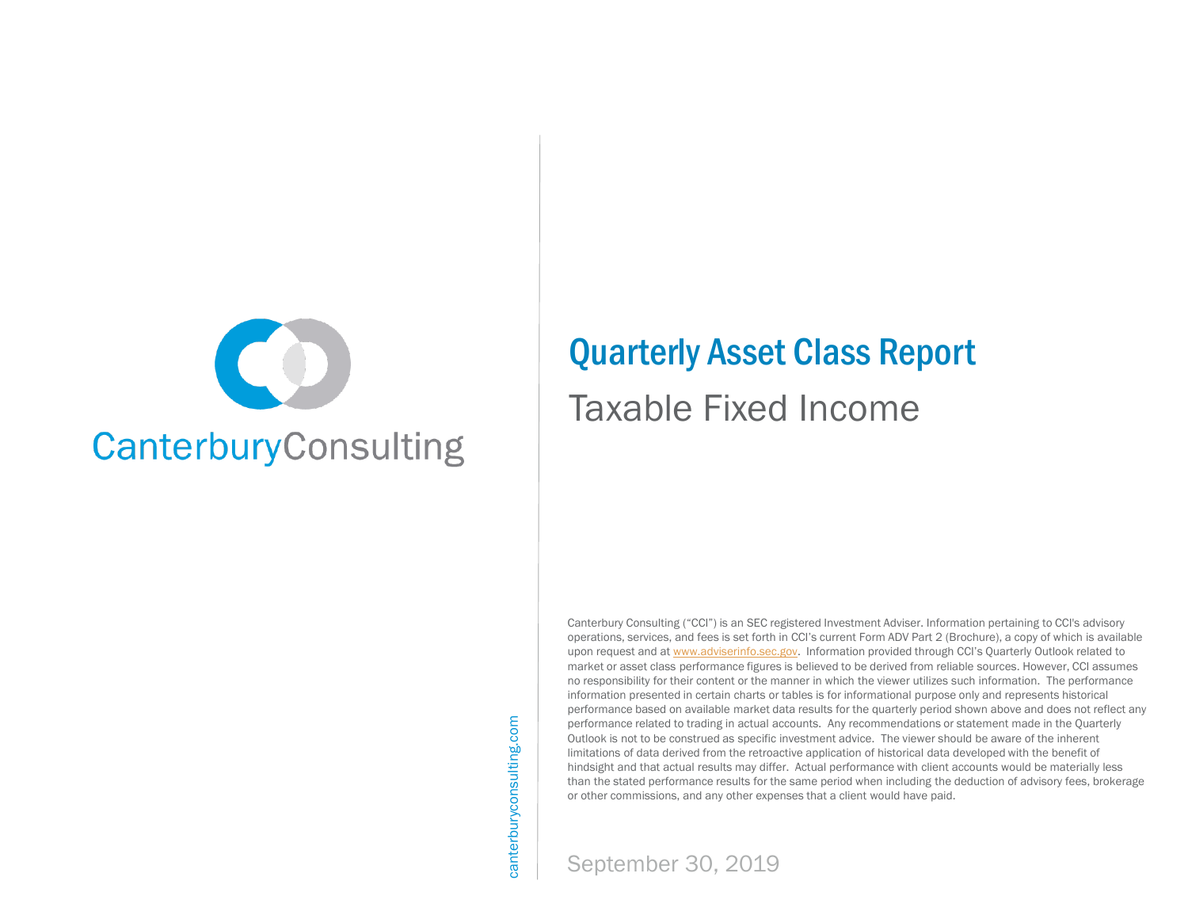CanterburyConsulting

# Quarterly Asset Class Report

## Taxable Fixed Income

Canterbury Consulting ("CCI") is an SEC registered Investment Adviser. Information pertaining to CCI's advisory operations, services, and fees is set forth in CCI's current Form ADV Part 2 (Brochure), a copy of which is available upon request and at www.adviserinfo.sec.gov. Information provided through CCI's Quarterly Outlook related to market or asset class performance figures is believed to be derived from reliable sources. However, CCI assumes no responsibility for their content or the manner in which the viewer utilizes such information. The performance information presented in certain charts or tables is for informational purpose only and represents historical performance based on available market data results for the quarterly period shown above and does not reflect any performance related to trading in actual accounts. Any recommendations or statement made in the Quarterly Outlook is not to be construed as specific investment advice. The viewer should be aware of the inherent limitations of data derived from the retroactive application of historical data developed with the benefit of hindsight and that actual results may differ. Actual performance with client accounts would be materially less than the stated performance results for the same period when including the deduction of advisory fees, brokerage or other commissions, and any other expenses that a client would have paid.

canterburyconsulting.com

September 30, 2019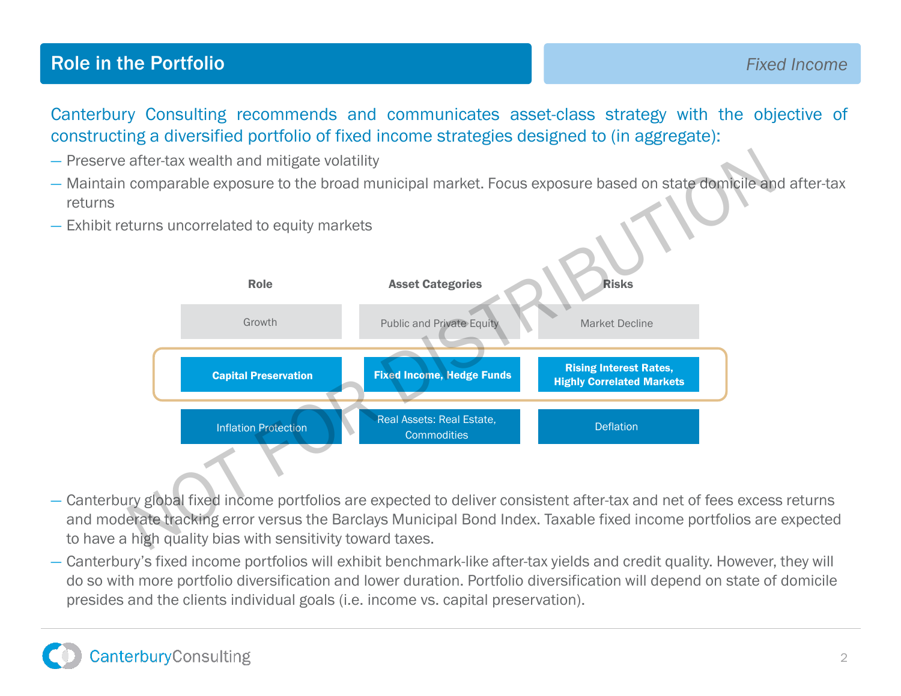## Role in the Portfolio

*Fixed Income*

Canterbury Consulting recommends and communicates asset-class strategy with the objective of constructing a diversified portfolio of fixed income strategies designed to (in aggregate):

- Preserve after-tax wealth and mitigate volatility
- Maintain comparable exposure to the broad municipal market. Focus exposure based on state domicile and after-tax returns
- Exhibit returns uncorrelated to equity markets

| Role | Asset Categories | Risks |
| --- | --- | --- |
| Growth | Public and Private Equity | Market Decline |
| **Capital Preservation** | **Fixed Income, Hedge Funds** | **Rising Interest Rates, Highly Correlated Markets** |
| Inflation Protection | Real Assets: Real Estate, Commodities | Deflation |

- Canterbury global fixed income portfolios are expected to deliver consistent after-tax and net of fees excess returns and moderate tracking error versus the Barclays Municipal Bond Index. Taxable fixed income portfolios are expected to have a high quality bias with sensitivity toward taxes.
- Canterbury's fixed income portfolios will exhibit benchmark-like after-tax yields and credit quality. However, they will do so with more portfolio diversification and lower duration. Portfolio diversification will depend on state of domicile presides and the clients individual goals (i.e. income vs. capital preservation).

NOT FOR DISTRIBUTION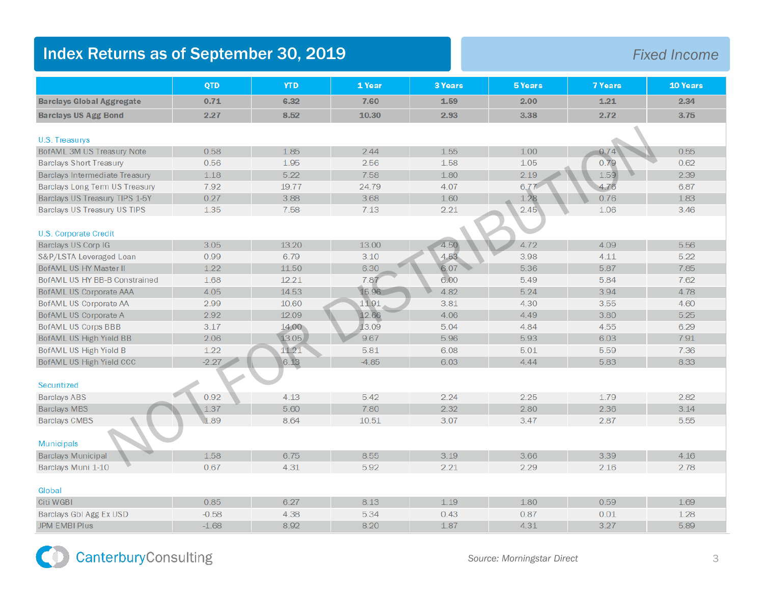# Index Returns as of September 30, 2019

*Fixed Income*

| | QTD | YTD | 1 Year | 3 Years | 5 Years | 7 Years | 10 Years |
|---|---|---|---|---|---|---|---|
| **Barclays Global Aggregate** | **0.71** | **6.32** | **7.60** | **1.59** | **2.00** | **1.21** | **2.34** |
| **Barclays US Agg Bond** | **2.27** | **8.52** | **10.30** | **2.93** | **3.38** | **2.72** | **3.75** |
| U.S. Treasurys | | | | | | | |
| BofAML 3M US Treasury Note | 0.58 | 1.85 | 2.44 | 1.55 | 1.00 | 0.74 | 0.55 |
| Barclays Short Treasury | 0.56 | 1.95 | 2.56 | 1.58 | 1.05 | 0.79 | 0.62 |
| Barclays Intermediate Treasury | 1.18 | 5.22 | 7.58 | 1.80 | 2.19 | 1.59 | 2.39 |
| Barclays Long Term US Treasury | 7.92 | 19.77 | 24.79 | 4.07 | 6.77 | 4.76 | 6.87 |
| Barclays US Treasury TIPS 1-5Y | 0.27 | 3.88 | 3.68 | 1.60 | 1.28 | 0.76 | 1.83 |
| Barclays US Treasury US TIPS | 1.35 | 7.58 | 7.13 | 2.21 | 2.45 | 1.06 | 3.46 |
| U.S. Corporate Credit | | | | | | | |
| Barclays US Corp IG | 3.05 | 13.20 | 13.00 | 4.50 | 4.72 | 4.09 | 5.56 |
| S&P/LSTA Leveraged Loan | 0.99 | 6.79 | 3.10 | 4.53 | 3.98 | 4.11 | 5.22 |
| BofAML US HY Master II | 1.22 | 11.50 | 6.30 | 6.07 | 5.36 | 5.87 | 7.85 |
| BofAML US HY BB-B Constrained | 1.68 | 12.21 | 7.87 | 6.00 | 5.49 | 5.84 | 7.62 |
| BofAML US Corporate AAA | 4.05 | 14.53 | 15.96 | 4.82 | 5.24 | 3.94 | 4.78 |
| BofAML US Corporate AA | 2.99 | 10.60 | 11.91 | 3.81 | 4.30 | 3.55 | 4.60 |
| BofAML US Corporate A | 2.92 | 12.09 | 12.66 | 4.06 | 4.49 | 3.80 | 5.25 |
| BofAML US Corps BBB | 3.17 | 14.00 | 13.09 | 5.04 | 4.84 | 4.55 | 6.29 |
| BofAML US High Yield BB | 2.06 | 13.05 | 9.67 | 5.96 | 5.93 | 6.03 | 7.91 |
| BofAML US High Yield B | 1.22 | 11.21 | 5.81 | 6.08 | 5.01 | 5.59 | 7.36 |
| BofAML US High Yield CCC | -2.27 | 6.13 | -4.85 | 6.03 | 4.44 | 5.83 | 8.33 |
| Securitized | | | | | | | |
| Barclays ABS | 0.92 | 4.13 | 5.42 | 2.24 | 2.25 | 1.79 | 2.82 |
| Barclays MBS | 1.37 | 5.60 | 7.80 | 2.32 | 2.80 | 2.36 | 3.14 |
| Barclays CMBS | 1.89 | 8.64 | 10.51 | 3.07 | 3.47 | 2.87 | 5.55 |
| Municipals | | | | | | | |
| Barclays Municipal | 1.58 | 6.75 | 8.55 | 3.19 | 3.66 | 3.39 | 4.16 |
| Barclays Muni 1-10 | 0.67 | 4.31 | 5.92 | 2.21 | 2.29 | 2.16 | 2.78 |
| Global | | | | | | | |
| Citi WGBI | 0.85 | 6.27 | 8.13 | 1.19 | 1.80 | 0.59 | 1.69 |
| Barclays Gbl Agg Ex USD | -0.58 | 4.38 | 5.34 | 0.43 | 0.87 | 0.01 | 1.28 |
| JPM EMBI Plus | -1.68 | 8.92 | 8.20 | 1.87 | 4.31 | 3.27 | 5.89 |

NOT FOR DISTRIBUTION

CanterburyConsulting

*Source: Morningstar Direct*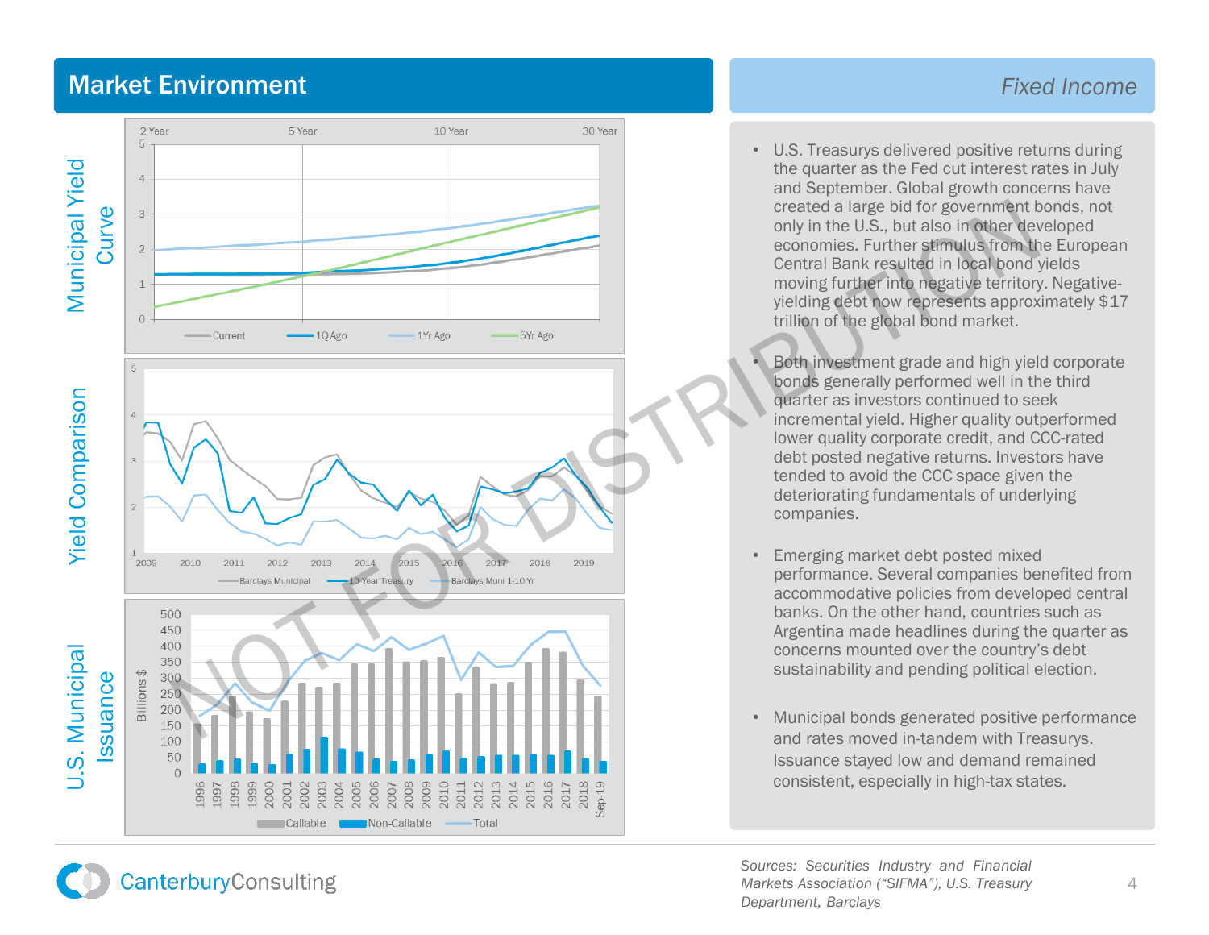# Market Environment

## Fixed Income

**Municipal Yield Curve**

2 Year | 5 Year | 10 Year | 30 Year

Current | 1Q Ago | 1Yr Ago | 5Yr Ago

**Yield Comparison**

Barclays Municipal | 10-Year Treasury | Barclays Muni 1-10 Yr

**U.S. Municipal Issuance**

Billions $

Callable | Non-Callable | Total

- U.S. Treasurys delivered positive returns during the quarter as the Fed cut interest rates in July and September. Global growth concerns have created a large bid for government bonds, not only in the U.S., but also in other developed economies. Further stimulus from the European Central Bank resulted in local bond yields moving further into negative territory. Negative-yielding debt now represents approximately $17 trillion of the global bond market.

- Both investment grade and high yield corporate bonds generally performed well in the third quarter as investors continued to seek incremental yield. Higher quality outperformed lower quality corporate credit, and CCC-rated debt posted negative returns. Investors have tended to avoid the CCC space given the deteriorating fundamentals of underlying companies.

- Emerging market debt posted mixed performance. Several companies benefited from accommodative policies from developed central banks. On the other hand, countries such as Argentina made headlines during the quarter as concerns mounted over the country's debt sustainability and pending political election.

- Municipal bonds generated positive performance and rates moved in-tandem with Treasurys. Issuance stayed low and demand remained consistent, especially in high-tax states.

*Sources: Securities Industry and Financial Markets Association ("SIFMA"), U.S. Treasury Department, Barclays*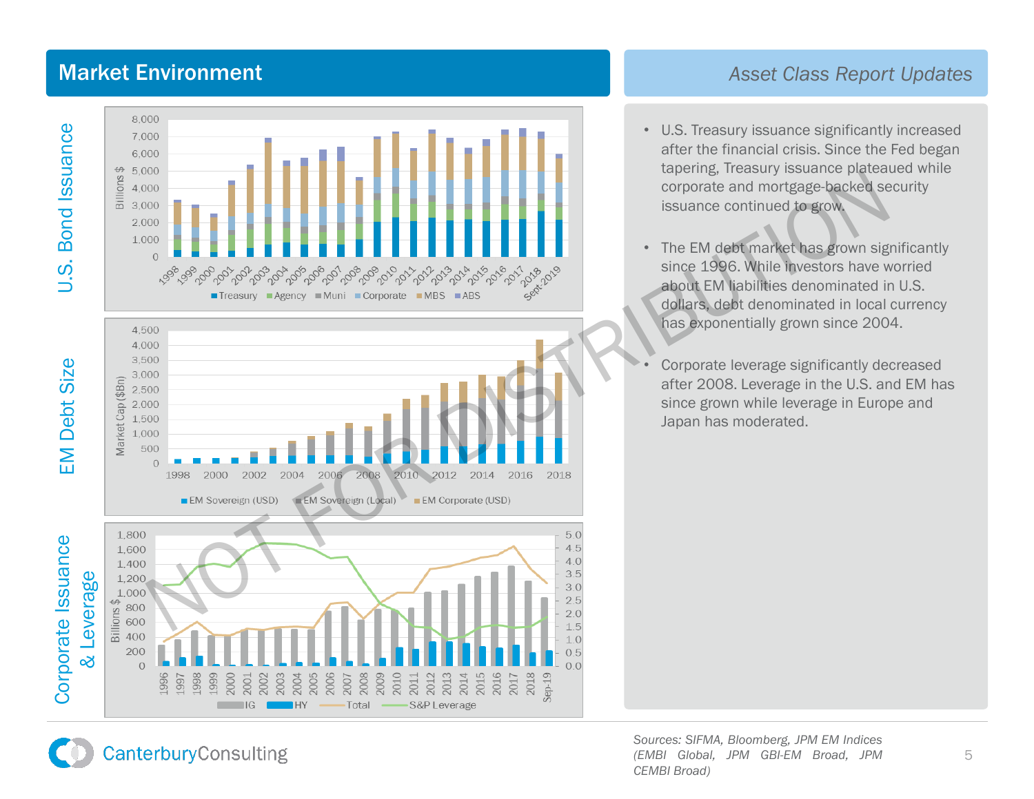# Market Environment

## Asset Class Report Updates

### U.S. Bond Issuance

Billions $

8,000
7,000
6,000
5,000
4,000
3,000
2,000
1,000
0

1998 1999 2000 2001 2002 2003 2004 2005 2006 2007 2008 2009 2010 2011 2012 2013 2014 2015 2016 2017 2018 Sept-2019

Treasury | Agency | Muni | Corporate | MBS | ABS

### EM Debt Size

Market Cap ($Bn)

4,500
4,000
3,500
3,000
2,500
2,000
1,500
1,000
500
0

1998 2000 2002 2004 2006 2008 2010 2012 2014 2016 2018

EM Sovereign (USD) | EM Sovereign (Local) | EM Corporate (USD)

### Corporate Issuance & Leverage

Billions $

1,800
1,600
1,400
1,200
1,000
800
600
400
200
0

5.0
4.5
4.0
3.5
3.0
2.5
2.0
1.5
1.0
0.5
0.0

1996 1997 1998 1999 2000 2001 2002 2003 2004 2005 2006 2007 2008 2009 2010 2011 2012 2013 2014 2015 2016 2017 2018 Sep-19

IG | HY | Total | S&P Leverage

- U.S. Treasury issuance significantly increased after the financial crisis. Since the Fed began tapering, Treasury issuance plateaued while corporate and mortgage-backed security issuance continued to grow.
- The EM debt market has grown significantly since 1996. While investors have worried about EM liabilities denominated in U.S. dollars, debt denominated in local currency has exponentially grown since 2004.
- Corporate leverage significantly decreased after 2008. Leverage in the U.S. and EM has since grown while leverage in Europe and Japan has moderated.

NOT FOR DISTRIBUTION

*Sources: SIFMA, Bloomberg, JPM EM Indices (EMBI Global, JPM GBI-EM Broad, JPM CEMBI Broad)*

CanterburyConsulting